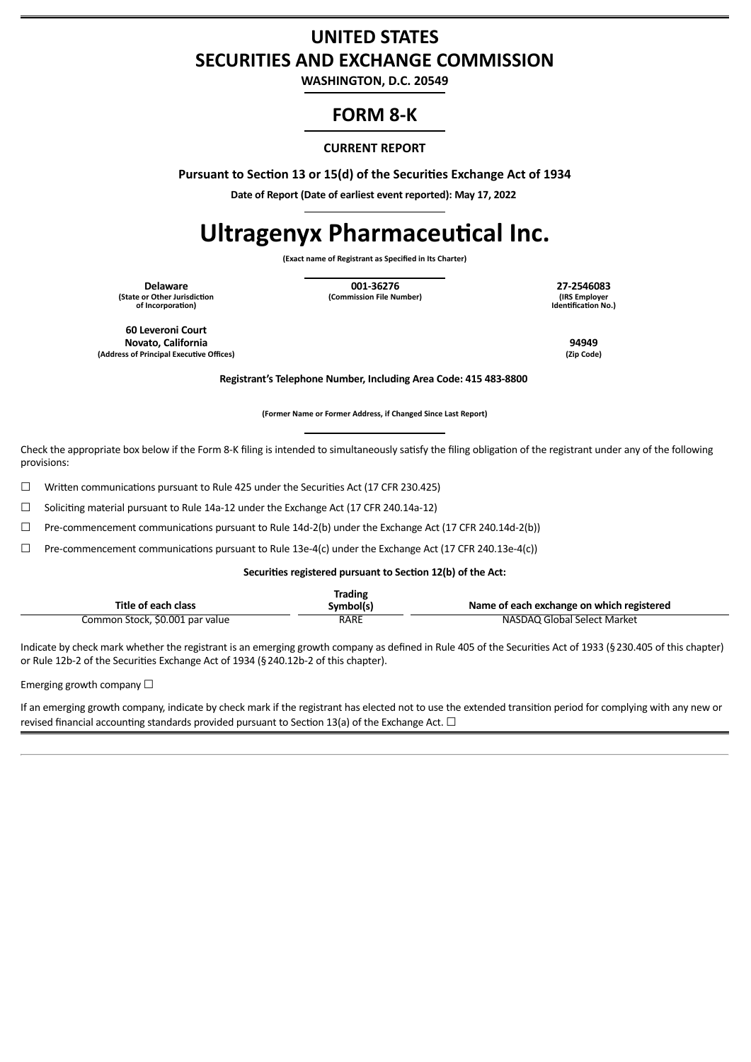# UNITED STATES
# SECURITIES AND EXCHANGE COMMISSION

**WASHINGTON, D.C. 20549**

## FORM 8-K

**CURRENT REPORT**

**Pursuant to Section 13 or 15(d) of the Securities Exchange Act of 1934**

**Date of Report (Date of earliest event reported): May 17, 2022**

# Ultragenyx Pharmaceutical Inc.

**(Exact name of Registrant as Specified in Its Charter)**

| **Delaware** | **001-36276** | **27-2546083** |
|---|---|---|
| **(State or Other Jurisdiction of Incorporation)** | **(Commission File Number)** | **(IRS Employer Identification No.)** |

| | |
|---|---|
| **60 Leveroni Court** | |
| **Novato, California** | **94949** |
| **(Address of Principal Executive Offices)** | **(Zip Code)** |

**Registrant's Telephone Number, Including Area Code: 415 483-8800**

**(Former Name or Former Address, if Changed Since Last Report)**

Check the appropriate box below if the Form 8-K filing is intended to simultaneously satisfy the filing obligation of the registrant under any of the following provisions:

☐ Written communications pursuant to Rule 425 under the Securities Act (17 CFR 230.425)

☐ Soliciting material pursuant to Rule 14a-12 under the Exchange Act (17 CFR 240.14a-12)

☐ Pre-commencement communications pursuant to Rule 14d-2(b) under the Exchange Act (17 CFR 240.14d-2(b))

☐ Pre-commencement communications pursuant to Rule 13e-4(c) under the Exchange Act (17 CFR 240.13e-4(c))

**Securities registered pursuant to Section 12(b) of the Act:**

| Title of each class | Trading Symbol(s) | Name of each exchange on which registered |
|---|---|---|
| Common Stock, $0.001 par value | RARE | NASDAQ Global Select Market |

Indicate by check mark whether the registrant is an emerging growth company as defined in Rule 405 of the Securities Act of 1933 (§230.405 of this chapter) or Rule 12b-2 of the Securities Exchange Act of 1934 (§240.12b-2 of this chapter).

Emerging growth company ☐

If an emerging growth company, indicate by check mark if the registrant has elected not to use the extended transition period for complying with any new or revised financial accounting standards provided pursuant to Section 13(a) of the Exchange Act. ☐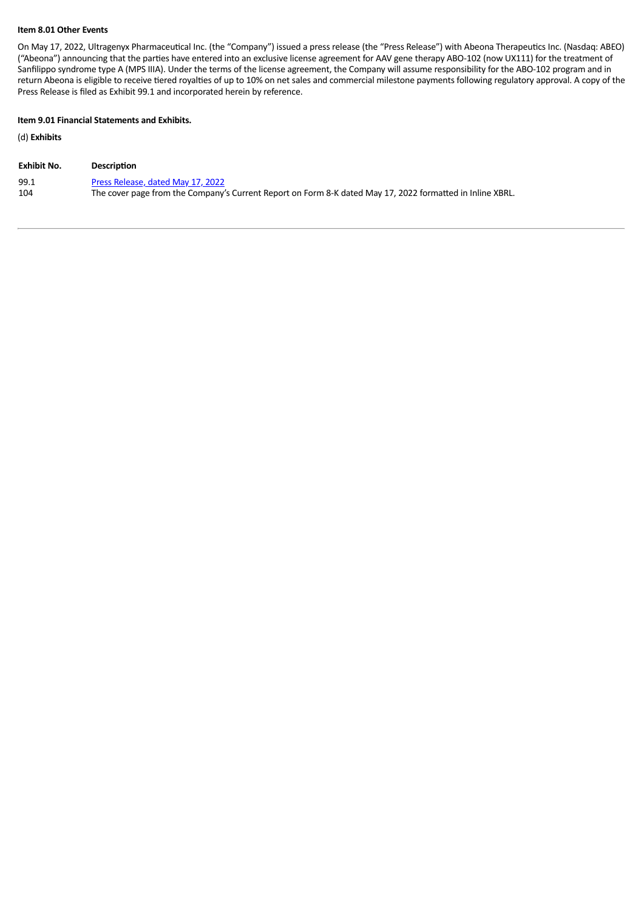**Item 8.01 Other Events**

On May 17, 2022, Ultragenyx Pharmaceutical Inc. (the "Company") issued a press release (the "Press Release") with Abeona Therapeutics Inc. (Nasdaq: ABEO) ("Abeona") announcing that the parties have entered into an exclusive license agreement for AAV gene therapy ABO-102 (now UX111) for the treatment of Sanfilippo syndrome type A (MPS IIIA). Under the terms of the license agreement, the Company will assume responsibility for the ABO-102 program and in return Abeona is eligible to receive tiered royalties of up to 10% on net sales and commercial milestone payments following regulatory approval. A copy of the Press Release is filed as Exhibit 99.1 and incorporated herein by reference.

**Item 9.01 Financial Statements and Exhibits.**

(d) **Exhibits**

| Exhibit No. | Description |
| --- | --- |
| 99.1 | Press Release, dated May 17, 2022 |
| 104 | The cover page from the Company's Current Report on Form 8-K dated May 17, 2022 formatted in Inline XBRL. |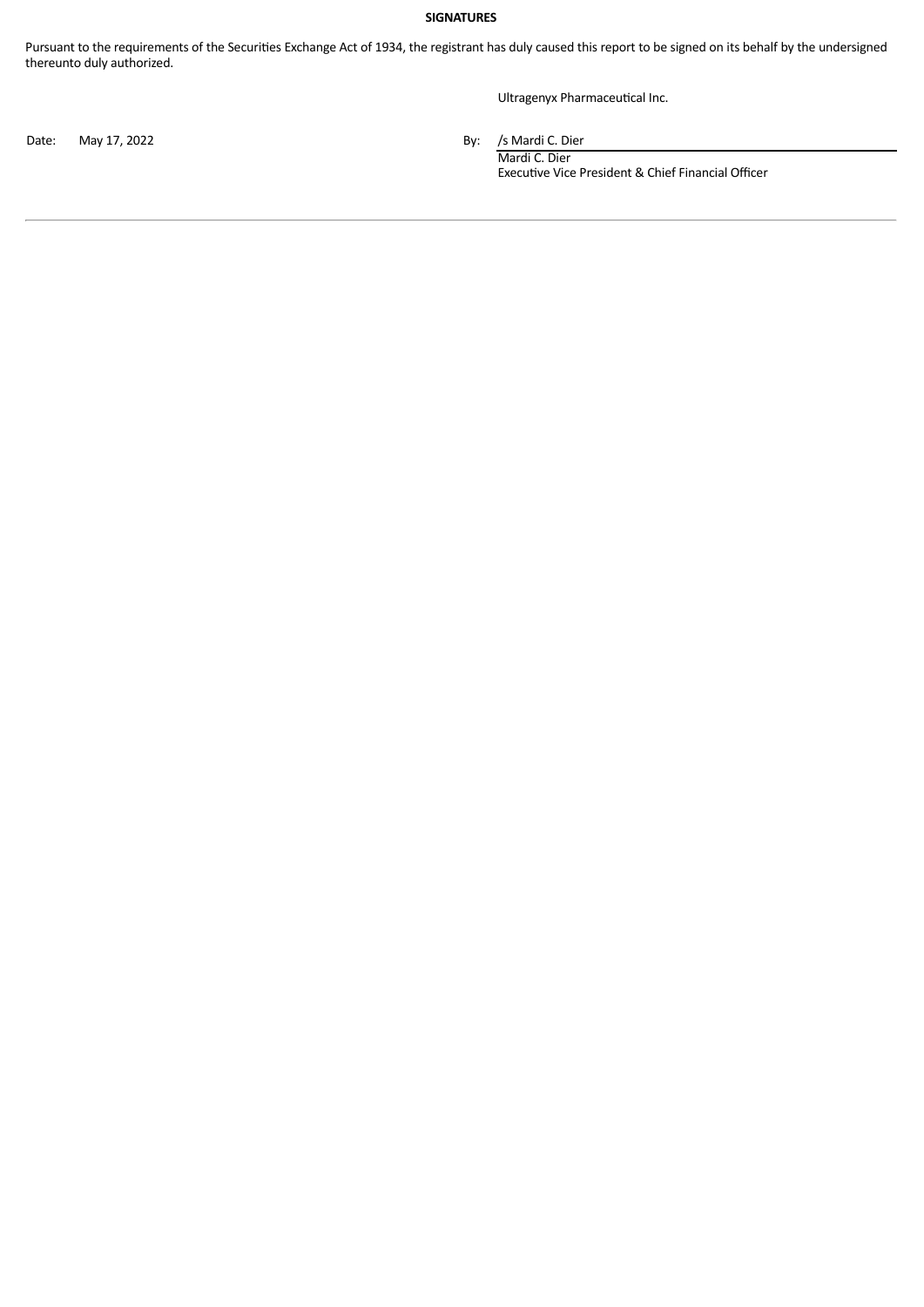**SIGNATURES**

Pursuant to the requirements of the Securities Exchange Act of 1934, the registrant has duly caused this report to be signed on its behalf by the undersigned thereunto duly authorized.

Ultragenyx Pharmaceutical Inc.

Date: May 17, 2022

By: /s Mardi C. Dier
Mardi C. Dier
Executive Vice President & Chief Financial Officer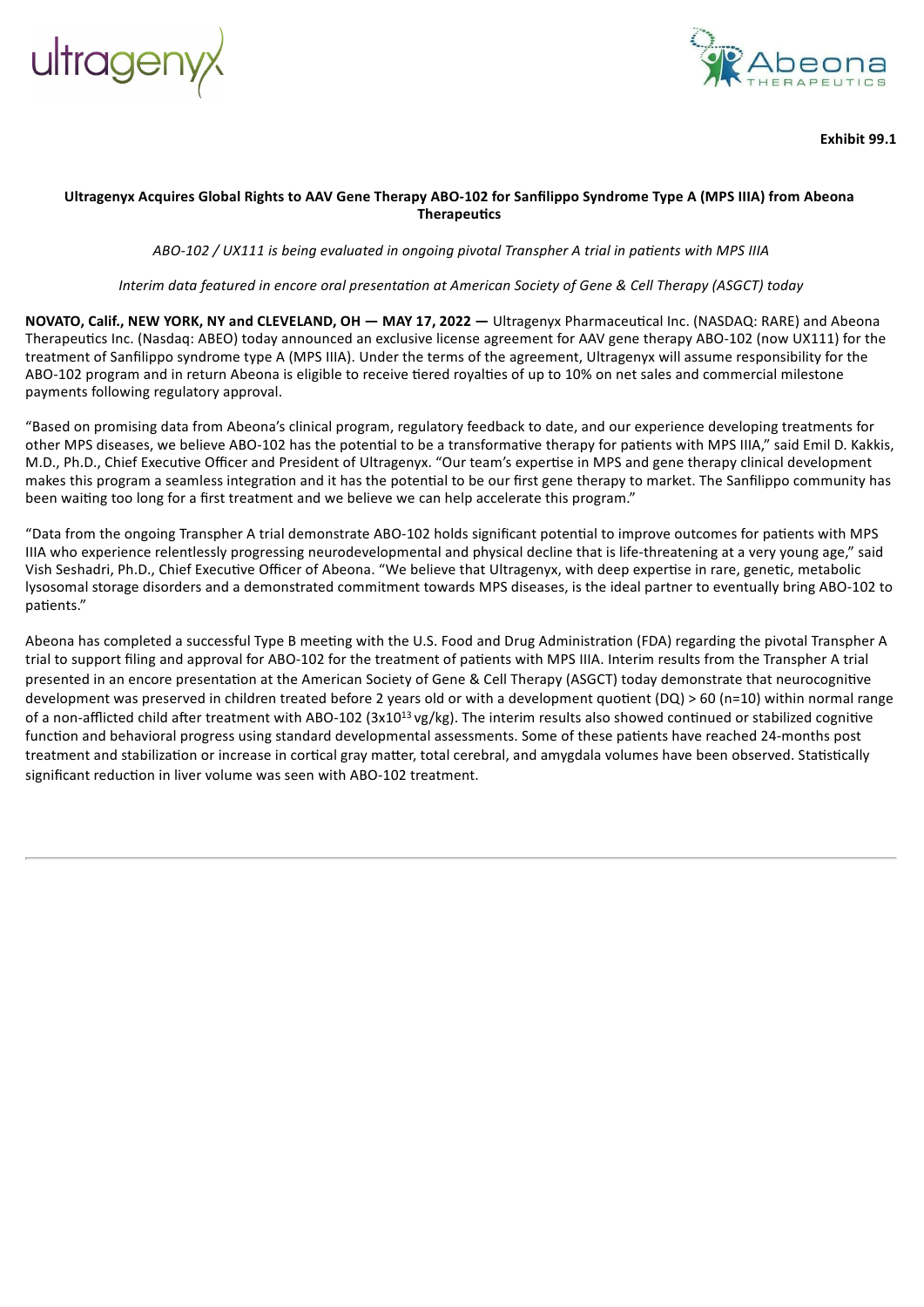**Exhibit 99.1**

**Ultragenyx Acquires Global Rights to AAV Gene Therapy ABO-102 for Sanfilippo Syndrome Type A (MPS IIIA) from Abeona Therapeutics**

*ABO-102 / UX111 is being evaluated in ongoing pivotal Transpher A trial in patients with MPS IIIA*

*Interim data featured in encore oral presentation at American Society of Gene & Cell Therapy (ASGCT) today*

**NOVATO, Calif., NEW YORK, NY and CLEVELAND, OH — MAY 17, 2022 —** Ultragenyx Pharmaceutical Inc. (NASDAQ: RARE) and Abeona Therapeutics Inc. (Nasdaq: ABEO) today announced an exclusive license agreement for AAV gene therapy ABO-102 (now UX111) for the treatment of Sanfilippo syndrome type A (MPS IIIA). Under the terms of the agreement, Ultragenyx will assume responsibility for the ABO-102 program and in return Abeona is eligible to receive tiered royalties of up to 10% on net sales and commercial milestone payments following regulatory approval.

"Based on promising data from Abeona's clinical program, regulatory feedback to date, and our experience developing treatments for other MPS diseases, we believe ABO-102 has the potential to be a transformative therapy for patients with MPS IIIA," said Emil D. Kakkis, M.D., Ph.D., Chief Executive Officer and President of Ultragenyx. "Our team's expertise in MPS and gene therapy clinical development makes this program a seamless integration and it has the potential to be our first gene therapy to market. The Sanfilippo community has been waiting too long for a first treatment and we believe we can help accelerate this program."

"Data from the ongoing Transpher A trial demonstrate ABO-102 holds significant potential to improve outcomes for patients with MPS IIIA who experience relentlessly progressing neurodevelopmental and physical decline that is life-threatening at a very young age," said Vish Seshadri, Ph.D., Chief Executive Officer of Abeona. "We believe that Ultragenyx, with deep expertise in rare, genetic, metabolic lysosomal storage disorders and a demonstrated commitment towards MPS diseases, is the ideal partner to eventually bring ABO-102 to patients."

Abeona has completed a successful Type B meeting with the U.S. Food and Drug Administration (FDA) regarding the pivotal Transpher A trial to support filing and approval for ABO-102 for the treatment of patients with MPS IIIA. Interim results from the Transpher A trial presented in an encore presentation at the American Society of Gene & Cell Therapy (ASGCT) today demonstrate that neurocognitive development was preserved in children treated before 2 years old or with a development quotient (DQ) > 60 (n=10) within normal range of a non-afflicted child after treatment with ABO-102 ($3x10^{13}$ vg/kg). The interim results also showed continued or stabilized cognitive function and behavioral progress using standard developmental assessments. Some of these patients have reached 24-months post treatment and stabilization or increase in cortical gray matter, total cerebral, and amygdala volumes have been observed. Statistically significant reduction in liver volume was seen with ABO-102 treatment.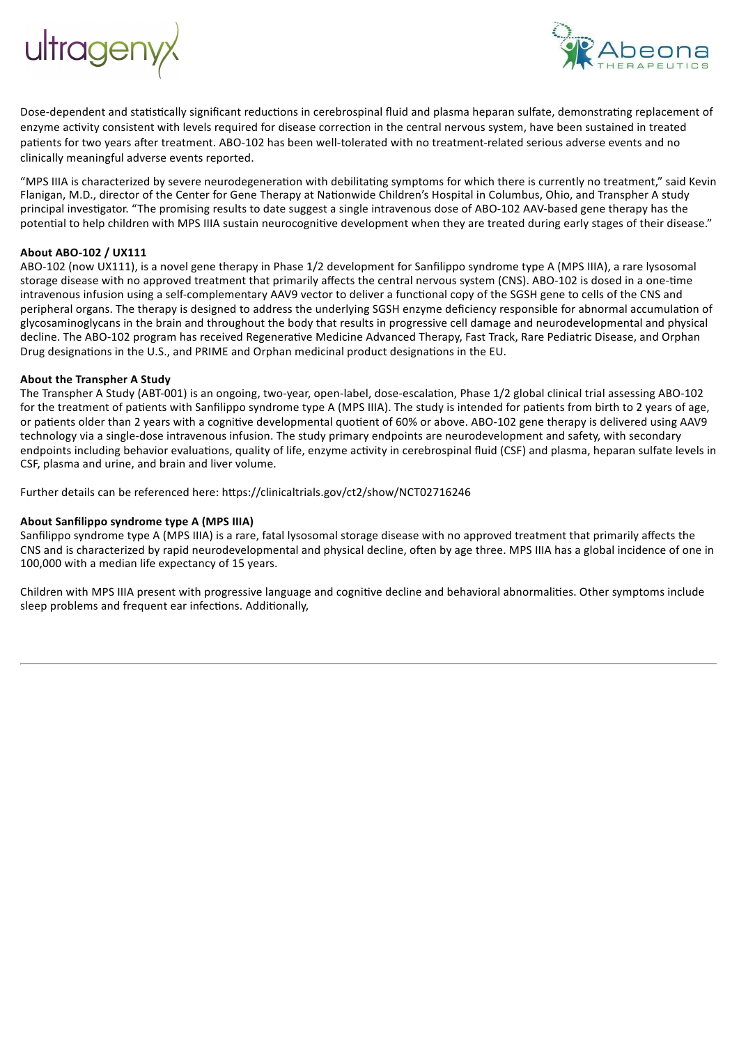Dose-dependent and statistically significant reductions in cerebrospinal fluid and plasma heparan sulfate, demonstrating replacement of enzyme activity consistent with levels required for disease correction in the central nervous system, have been sustained in treated patients for two years after treatment. ABO-102 has been well-tolerated with no treatment-related serious adverse events and no clinically meaningful adverse events reported.

"MPS IIIA is characterized by severe neurodegeneration with debilitating symptoms for which there is currently no treatment," said Kevin Flanigan, M.D., director of the Center for Gene Therapy at Nationwide Children's Hospital in Columbus, Ohio, and Transpher A study principal investigator. "The promising results to date suggest a single intravenous dose of ABO-102 AAV-based gene therapy has the potential to help children with MPS IIIA sustain neurocognitive development when they are treated during early stages of their disease."

**About ABO-102 / UX111**

ABO-102 (now UX111), is a novel gene therapy in Phase 1/2 development for Sanfilippo syndrome type A (MPS IIIA), a rare lysosomal storage disease with no approved treatment that primarily affects the central nervous system (CNS). ABO-102 is dosed in a one-time intravenous infusion using a self-complementary AAV9 vector to deliver a functional copy of the SGSH gene to cells of the CNS and peripheral organs. The therapy is designed to address the underlying SGSH enzyme deficiency responsible for abnormal accumulation of glycosaminoglycans in the brain and throughout the body that results in progressive cell damage and neurodevelopmental and physical decline. The ABO-102 program has received Regenerative Medicine Advanced Therapy, Fast Track, Rare Pediatric Disease, and Orphan Drug designations in the U.S., and PRIME and Orphan medicinal product designations in the EU.

**About the Transpher A Study**

The Transpher A Study (ABT-001) is an ongoing, two-year, open-label, dose-escalation, Phase 1/2 global clinical trial assessing ABO-102 for the treatment of patients with Sanfilippo syndrome type A (MPS IIIA). The study is intended for patients from birth to 2 years of age, or patients older than 2 years with a cognitive developmental quotient of 60% or above. ABO-102 gene therapy is delivered using AAV9 technology via a single-dose intravenous infusion. The study primary endpoints are neurodevelopment and safety, with secondary endpoints including behavior evaluations, quality of life, enzyme activity in cerebrospinal fluid (CSF) and plasma, heparan sulfate levels in CSF, plasma and urine, and brain and liver volume.

Further details can be referenced here: https://clinicaltrials.gov/ct2/show/NCT02716246

**About Sanfilippo syndrome type A (MPS IIIA)**

Sanfilippo syndrome type A (MPS IIIA) is a rare, fatal lysosomal storage disease with no approved treatment that primarily affects the CNS and is characterized by rapid neurodevelopmental and physical decline, often by age three. MPS IIIA has a global incidence of one in 100,000 with a median life expectancy of 15 years.

Children with MPS IIIA present with progressive language and cognitive decline and behavioral abnormalities. Other symptoms include sleep problems and frequent ear infections. Additionally,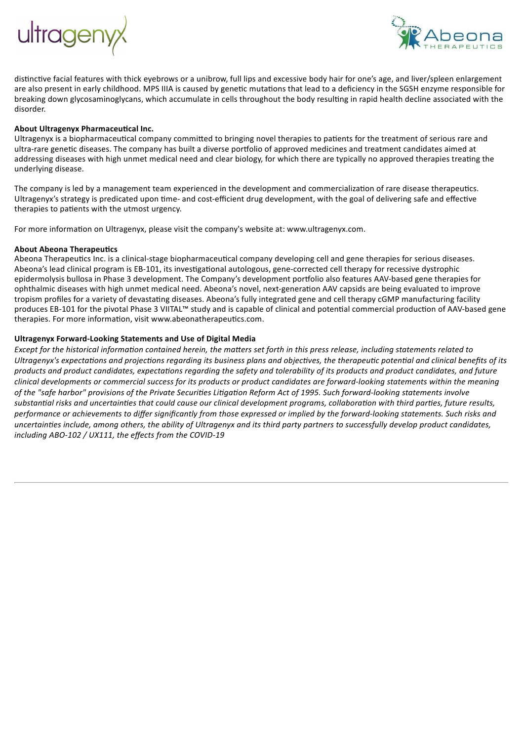distinctive facial features with thick eyebrows or a unibrow, full lips and excessive body hair for one's age, and liver/spleen enlargement are also present in early childhood. MPS IIIA is caused by genetic mutations that lead to a deficiency in the SGSH enzyme responsible for breaking down glycosaminoglycans, which accumulate in cells throughout the body resulting in rapid health decline associated with the disorder.

**About Ultragenyx Pharmaceutical Inc.**
Ultragenyx is a biopharmaceutical company committed to bringing novel therapies to patients for the treatment of serious rare and ultra-rare genetic diseases. The company has built a diverse portfolio of approved medicines and treatment candidates aimed at addressing diseases with high unmet medical need and clear biology, for which there are typically no approved therapies treating the underlying disease.

The company is led by a management team experienced in the development and commercialization of rare disease therapeutics. Ultragenyx's strategy is predicated upon time- and cost-efficient drug development, with the goal of delivering safe and effective therapies to patients with the utmost urgency.

For more information on Ultragenyx, please visit the company's website at: www.ultragenyx.com.

**About Abeona Therapeutics**
Abeona Therapeutics Inc. is a clinical-stage biopharmaceutical company developing cell and gene therapies for serious diseases. Abeona's lead clinical program is EB-101, its investigational autologous, gene-corrected cell therapy for recessive dystrophic epidermolysis bullosa in Phase 3 development. The Company's development portfolio also features AAV-based gene therapies for ophthalmic diseases with high unmet medical need. Abeona's novel, next-generation AAV capsids are being evaluated to improve tropism profiles for a variety of devastating diseases. Abeona's fully integrated gene and cell therapy cGMP manufacturing facility produces EB-101 for the pivotal Phase 3 VIITAL™ study and is capable of clinical and potential commercial production of AAV-based gene therapies. For more information, visit www.abeonatherapeutics.com.

**Ultragenyx Forward-Looking Statements and Use of Digital Media**
*Except for the historical information contained herein, the matters set forth in this press release, including statements related to Ultragenyx's expectations and projections regarding its business plans and objectives, the therapeutic potential and clinical benefits of its products and product candidates, expectations regarding the safety and tolerability of its products and product candidates, and future clinical developments or commercial success for its products or product candidates are forward-looking statements within the meaning of the "safe harbor" provisions of the Private Securities Litigation Reform Act of 1995. Such forward-looking statements involve substantial risks and uncertainties that could cause our clinical development programs, collaboration with third parties, future results, performance or achievements to differ significantly from those expressed or implied by the forward-looking statements. Such risks and uncertainties include, among others, the ability of Ultragenyx and its third party partners to successfully develop product candidates, including ABO-102 / UX111, the effects from the COVID-19*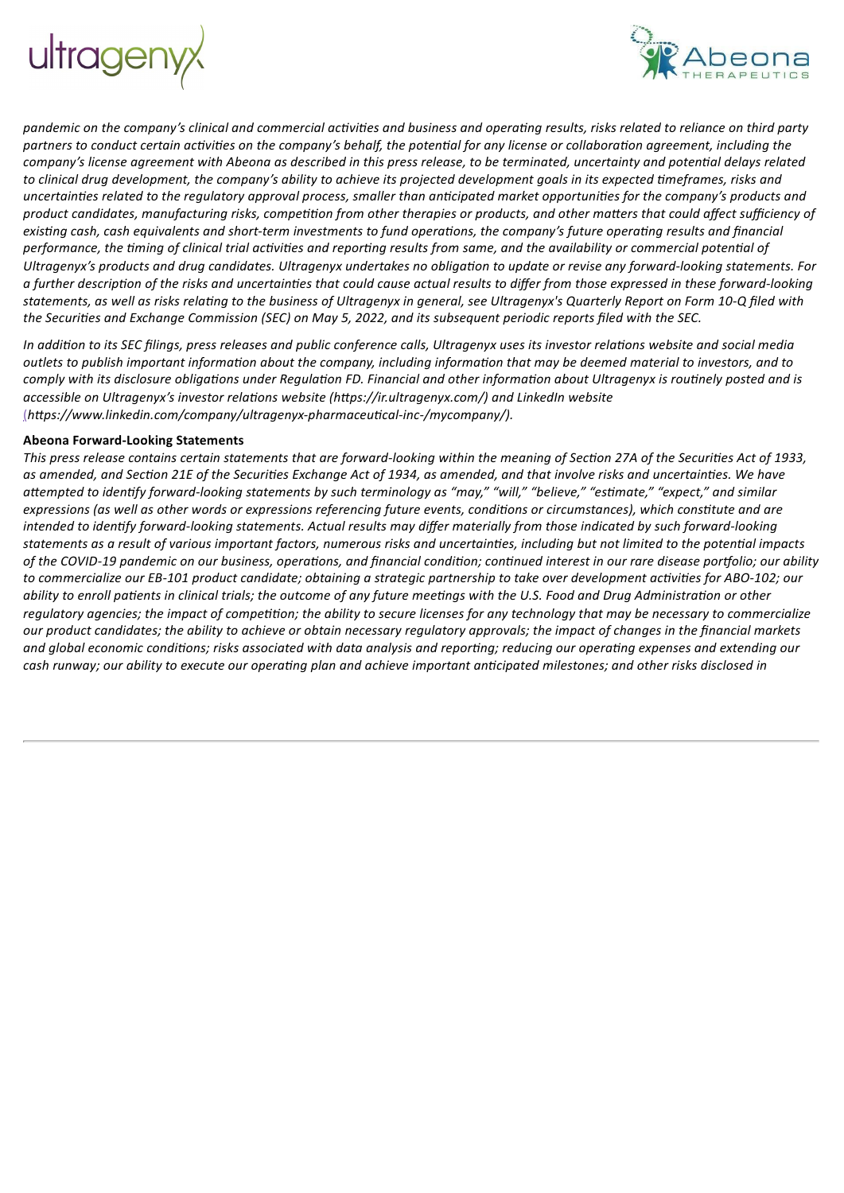*pandemic on the company's clinical and commercial activities and business and operating results, risks related to reliance on third party partners to conduct certain activities on the company's behalf, the potential for any license or collaboration agreement, including the company's license agreement with Abeona as described in this press release, to be terminated, uncertainty and potential delays related to clinical drug development, the company's ability to achieve its projected development goals in its expected timeframes, risks and uncertainties related to the regulatory approval process, smaller than anticipated market opportunities for the company's products and product candidates, manufacturing risks, competition from other therapies or products, and other matters that could affect sufficiency of existing cash, cash equivalents and short-term investments to fund operations, the company's future operating results and financial performance, the timing of clinical trial activities and reporting results from same, and the availability or commercial potential of Ultragenyx's products and drug candidates. Ultragenyx undertakes no obligation to update or revise any forward-looking statements. For a further description of the risks and uncertainties that could cause actual results to differ from those expressed in these forward-looking statements, as well as risks relating to the business of Ultragenyx in general, see Ultragenyx's Quarterly Report on Form 10-Q filed with the Securities and Exchange Commission (SEC) on May 5, 2022, and its subsequent periodic reports filed with the SEC.*

*In addition to its SEC filings, press releases and public conference calls, Ultragenyx uses its investor relations website and social media outlets to publish important information about the company, including information that may be deemed material to investors, and to comply with its disclosure obligations under Regulation FD. Financial and other information about Ultragenyx is routinely posted and is accessible on Ultragenyx's investor relations website (https://ir.ultragenyx.com/) and LinkedIn website (https://www.linkedin.com/company/ultragenyx-pharmaceutical-inc-/mycompany/).*

**Abeona Forward-Looking Statements**

*This press release contains certain statements that are forward-looking within the meaning of Section 27A of the Securities Act of 1933, as amended, and Section 21E of the Securities Exchange Act of 1934, as amended, and that involve risks and uncertainties. We have attempted to identify forward-looking statements by such terminology as "may," "will," "believe," "estimate," "expect," and similar expressions (as well as other words or expressions referencing future events, conditions or circumstances), which constitute and are intended to identify forward-looking statements. Actual results may differ materially from those indicated by such forward-looking statements as a result of various important factors, numerous risks and uncertainties, including but not limited to the potential impacts of the COVID-19 pandemic on our business, operations, and financial condition; continued interest in our rare disease portfolio; our ability to commercialize our EB-101 product candidate; obtaining a strategic partnership to take over development activities for ABO-102; our ability to enroll patients in clinical trials; the outcome of any future meetings with the U.S. Food and Drug Administration or other regulatory agencies; the impact of competition; the ability to secure licenses for any technology that may be necessary to commercialize our product candidates; the ability to achieve or obtain necessary regulatory approvals; the impact of changes in the financial markets and global economic conditions; risks associated with data analysis and reporting; reducing our operating expenses and extending our cash runway; our ability to execute our operating plan and achieve important anticipated milestones; and other risks disclosed in*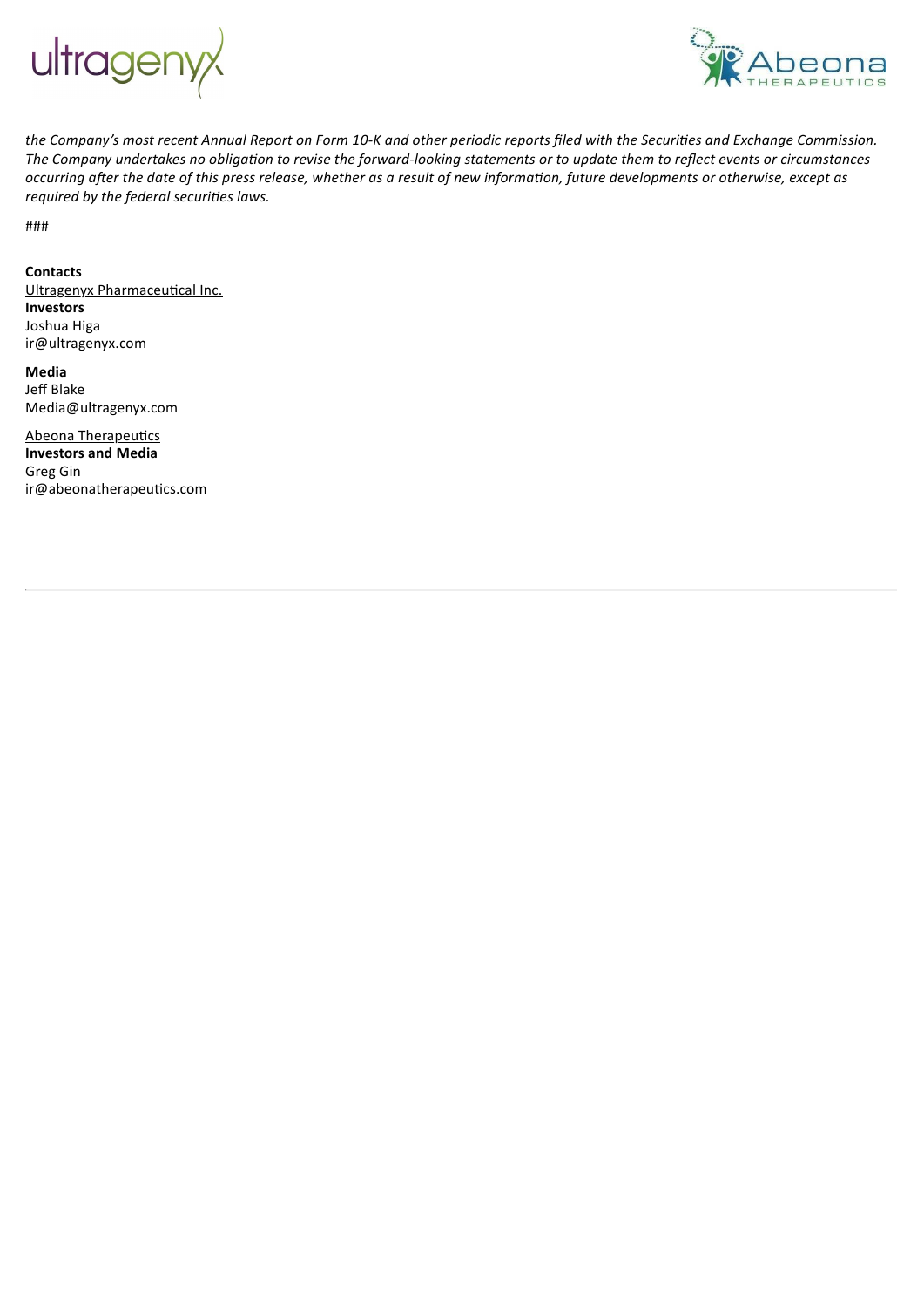*the Company's most recent Annual Report on Form 10-K and other periodic reports filed with the Securities and Exchange Commission. The Company undertakes no obligation to revise the forward-looking statements or to update them to reflect events or circumstances occurring after the date of this press release, whether as a result of new information, future developments or otherwise, except as required by the federal securities laws.*

###

**Contacts**
Ultragenyx Pharmaceutical Inc.
**Investors**
Joshua Higa
ir@ultragenyx.com

**Media**
Jeff Blake
Media@ultragenyx.com

Abeona Therapeutics
**Investors and Media**
Greg Gin
ir@abeonatherapeutics.com